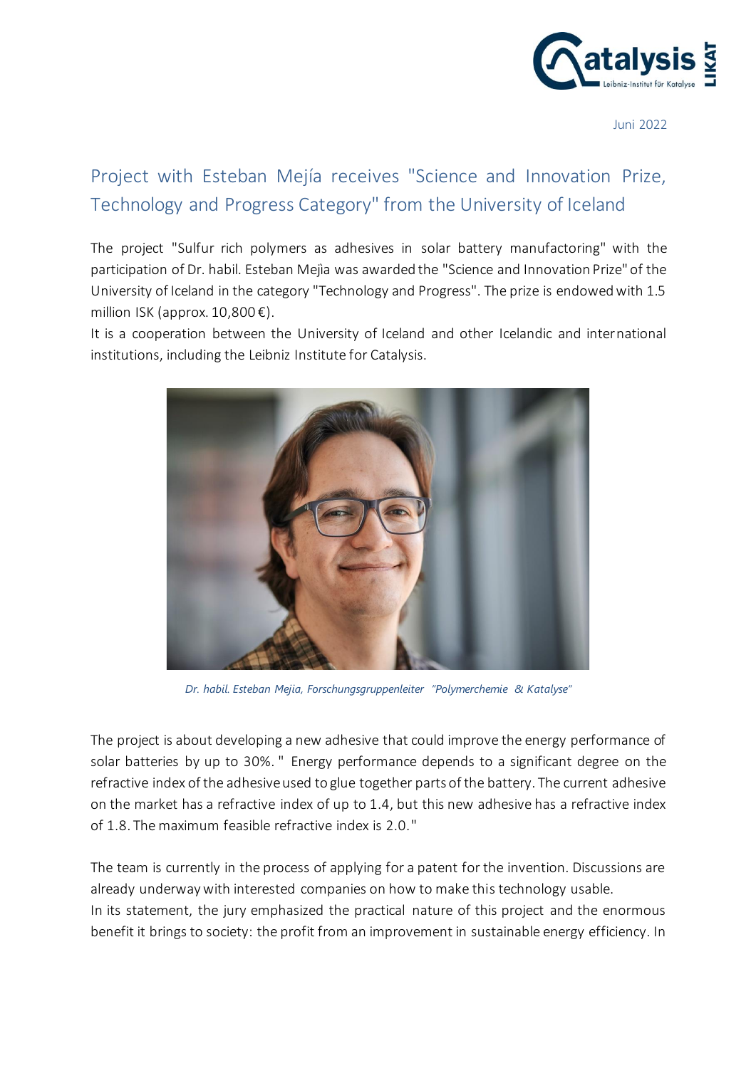Juni 2022

# Project with Esteban Mejía receives "Science and Innovation Prize, Technology and Progress Category" from the University of Iceland

The project "Sulfur rich polymers as adhesives in solar battery manufactoring" with the participation of Dr. habil. Esteban Mejìa was awarded the "Science and Innovation Prize" of the University of Iceland in the category "Technology and Progress". The prize is endowed with 1.5 million ISK (approx. 10,800 €).
It is a cooperation between the University of Iceland and other Icelandic and international institutions, including the Leibniz Institute for Catalysis.

*Dr. habil. Esteban Mejia, Forschungsgruppenleiter "Polymerchemie & Katalyse"*

The project is about developing a new adhesive that could improve the energy performance of solar batteries by up to 30%. " Energy performance depends to a significant degree on the refractive index of the adhesive used to glue together parts of the battery. The current adhesive on the market has a refractive index of up to 1.4, but this new adhesive has a refractive index of 1.8. The maximum feasible refractive index is 2.0."

The team is currently in the process of applying for a patent for the invention. Discussions are already underway with interested companies on how to make this technology usable.
In its statement, the jury emphasized the practical nature of this project and the enormous benefit it brings to society: the profit from an improvement in sustainable energy efficiency. In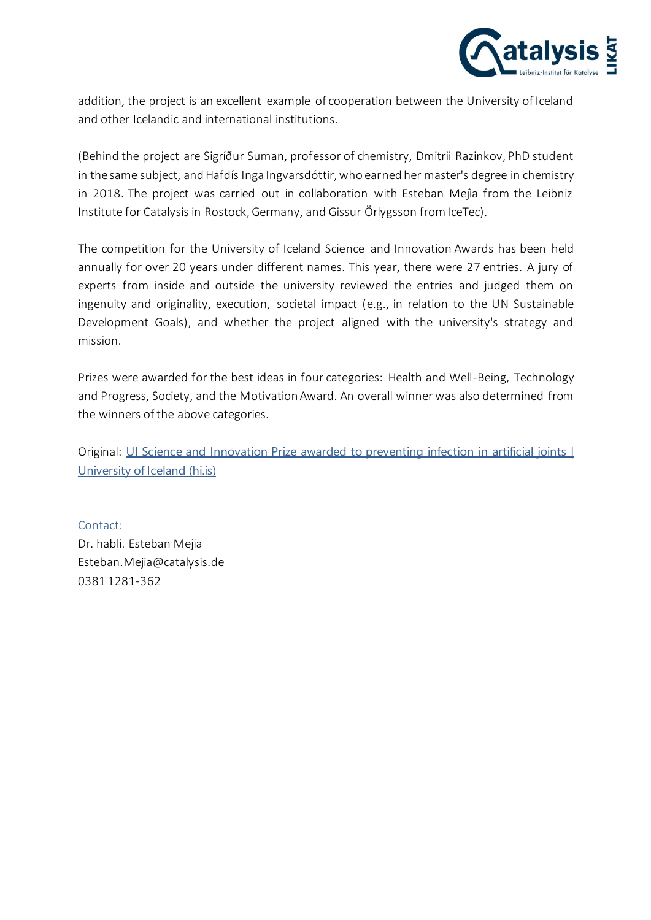addition, the project is an excellent example of cooperation between the University of Iceland and other Icelandic and international institutions.

(Behind the project are Sigríður Suman, professor of chemistry, Dmitrii Razinkov, PhD student in the same subject, and Hafdís Inga Ingvarsdóttir, who earned her master's degree in chemistry in 2018. The project was carried out in collaboration with Esteban Mejìa from the Leibniz Institute for Catalysis in Rostock, Germany, and Gissur Örlygsson from IceTec).

The competition for the University of Iceland Science and Innovation Awards has been held annually for over 20 years under different names. This year, there were 27 entries. A jury of experts from inside and outside the university reviewed the entries and judged them on ingenuity and originality, execution, societal impact (e.g., in relation to the UN Sustainable Development Goals), and whether the project aligned with the university's strategy and mission.

Prizes were awarded for the best ideas in four categories: Health and Well-Being, Technology and Progress, Society, and the Motivation Award. An overall winner was also determined from the winners of the above categories.

Original: [UI Science and Innovation Prize awarded to preventing infection in artificial joints | University of Iceland (hi.is)]

Contact:
Dr. habli. Esteban Mejia
Esteban.Mejia@catalysis.de
0381 1281-362